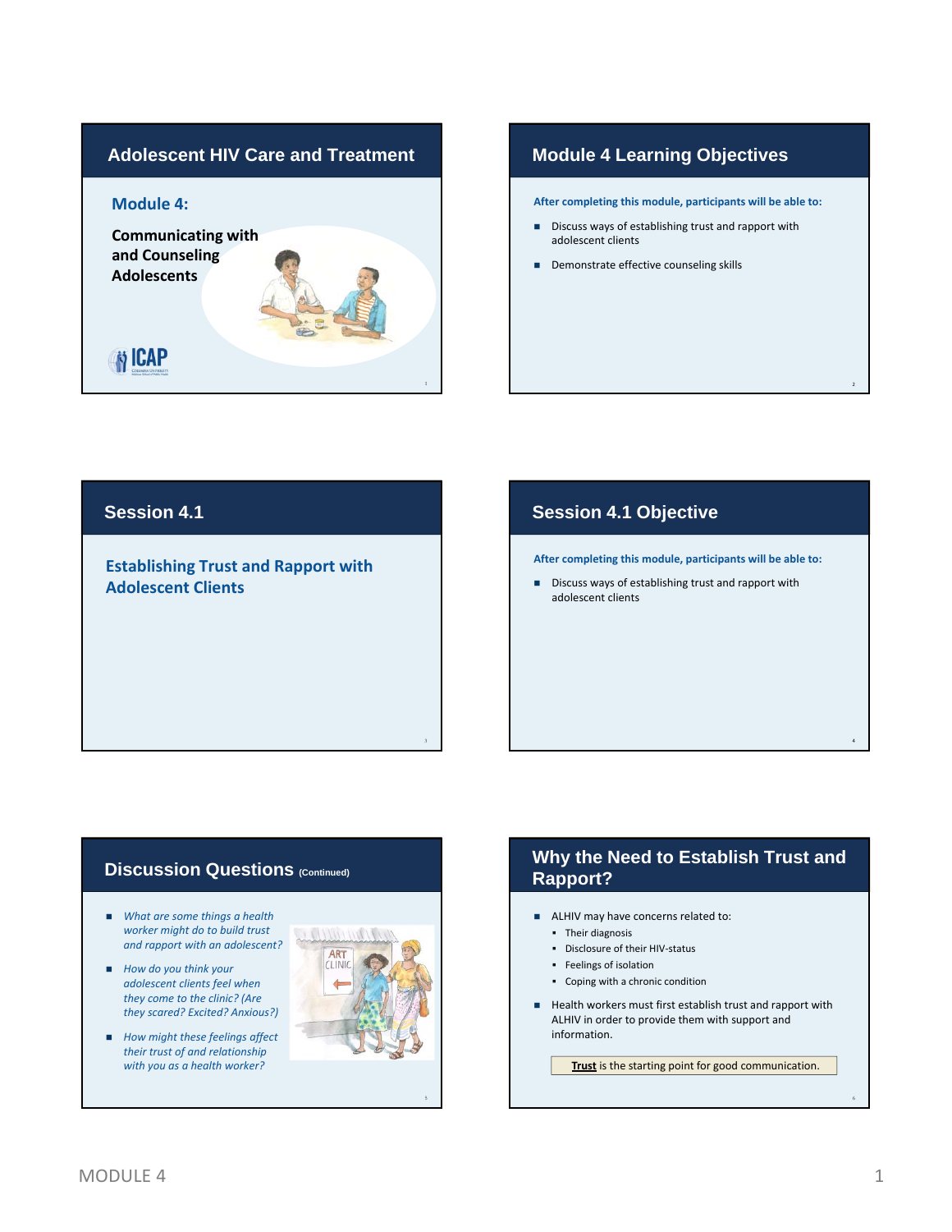## Adolescent HIV Care and Treatment

### Module 4:

**Communicating with and Counseling Adolescents**

ICAP

## Module 4 Learning Objectives

**After completing this module, participants will be able to:**

- Discuss ways of establishing trust and rapport with adolescent clients
- Demonstrate effective counseling skills

## Session 4.1

### Establishing Trust and Rapport with Adolescent Clients

## Session 4.1 Objective

**After completing this module, participants will be able to:**

- Discuss ways of establishing trust and rapport with adolescent clients

## Discussion Questions (Continued)

- *What are some things a health worker might do to build trust and rapport with an adolescent?*
- *How do you think your adolescent clients feel when they come to the clinic? (Are they scared? Excited? Anxious?)*
- *How might these feelings affect their trust of and relationship with you as a health worker?*

## Why the Need to Establish Trust and Rapport?

- ALHIV may have concerns related to:
  - Their diagnosis
  - Disclosure of their HIV-status
  - Feelings of isolation
  - Coping with a chronic condition
- Health workers must first establish trust and rapport with ALHIV in order to provide them with support and information.

**Trust** is the starting point for good communication.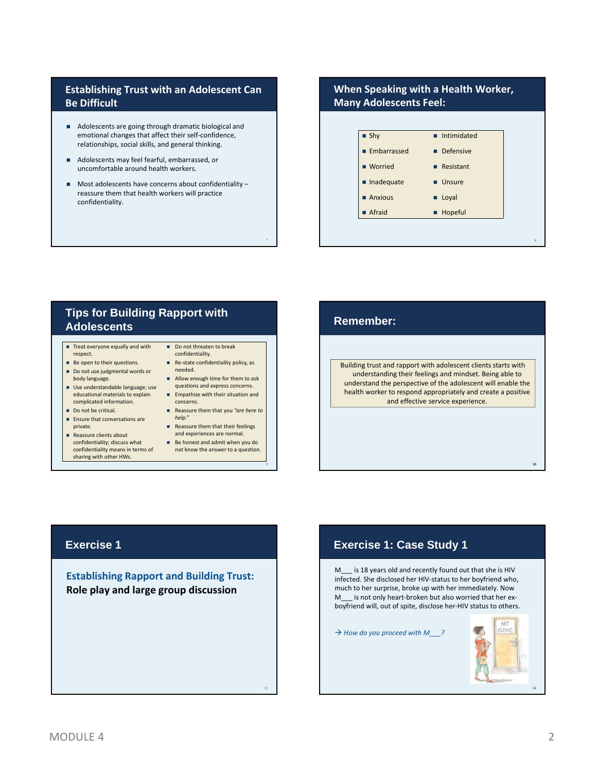## Establishing Trust with an Adolescent Can Be Difficult

- Adolescents are going through dramatic biological and emotional changes that affect their self-confidence, relationships, social skills, and general thinking.
- Adolescents may feel fearful, embarrassed, or uncomfortable around health workers.
- Most adolescents have concerns about confidentiality – reassure them that health workers will practice confidentiality.

## When Speaking with a Health Worker, Many Adolescents Feel:

- Shy
- Embarrassed
- Worried
- Inadequate
- Anxious
- Afraid
- Intimidated
- Defensive
- Resistant
- Unsure
- Loyal
- Hopeful

## Tips for Building Rapport with Adolescents

- Treat everyone equally and with respect.
- Be open to their questions.
- Do not use judgmental words or body language.
- Use understandable language; use educational materials to explain complicated information.
- Do not be critical.
- Ensure that conversations are private.
- Reassure clients about confidentiality; discuss what confidentiality means in terms of sharing with other HWs.
- Do not threaten to break confidentiality.
- Re-state confidentiality policy, as needed.
- Allow enough time for them to ask questions and express concerns.
- Empathize with their situation and concerns.
- Reassure them that you *"are here to help."*
- Reassure them that their feelings and experiences are normal.
- Be honest and admit when you do not know the answer to a question.

## Remember:

Building trust and rapport with adolescent clients starts with understanding their feelings and mindset. Being able to understand the perspective of the adolescent will enable the health worker to respond appropriately and create a positive and effective service experience.

## Exercise 1

**Establishing Rapport and Building Trust:**
**Role play and large group discussion**

## Exercise 1: Case Study 1

M___ is 18 years old and recently found out that she is HIV infected. She disclosed her HIV-status to her boyfriend who, much to her surprise, broke up with her immediately. Now M___ is not only heart-broken but also worried that her ex-boyfriend will, out of spite, disclose her-HIV status to others.

→ *How do you proceed with M___?*

MODULE 4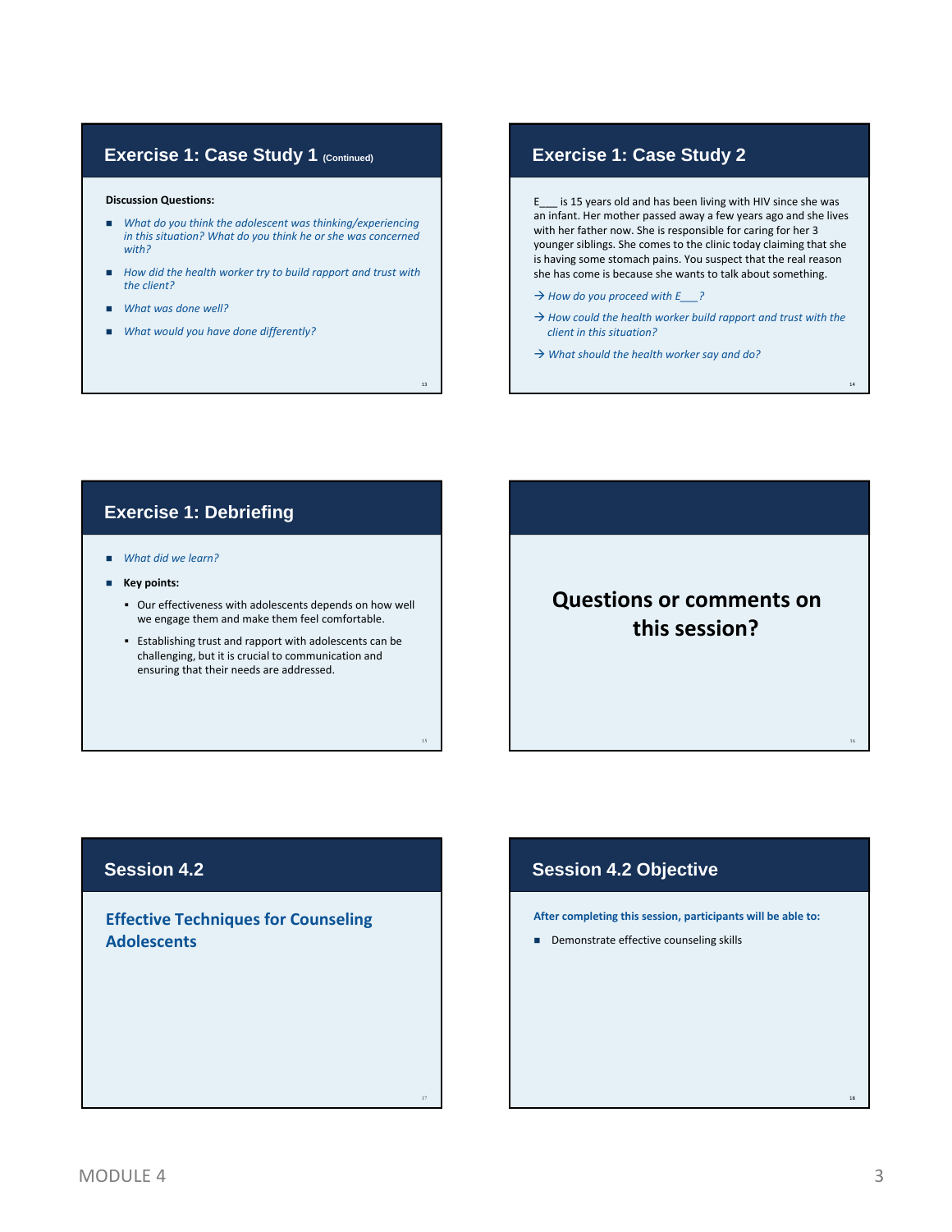## Exercise 1: Case Study 1 (Continued)

**Discussion Questions:**

- *What do you think the adolescent was thinking/experiencing in this situation? What do you think he or she was concerned with?*
- *How did the health worker try to build rapport and trust with the client?*
- *What was done well?*
- *What would you have done differently?*

## Exercise 1: Case Study 2

E___ is 15 years old and has been living with HIV since she was an infant. Her mother passed away a few years ago and she lives with her father now. She is responsible for caring for her 3 younger siblings. She comes to the clinic today claiming that she is having some stomach pains. You suspect that the real reason she has come is because she wants to talk about something.

→ *How do you proceed with E___?*

→ *How could the health worker build rapport and trust with the client in this situation?*

→ *What should the health worker say and do?*

## Exercise 1: Debriefing

- *What did we learn?*
- **Key points:**
  - Our effectiveness with adolescents depends on how well we engage them and make them feel comfortable.
  - Establishing trust and rapport with adolescents can be challenging, but it is crucial to communication and ensuring that their needs are addressed.

**Questions or comments on this session?**

## Session 4.2

**Effective Techniques for Counseling Adolescents**

## Session 4.2 Objective

**After completing this session, participants will be able to:**

- Demonstrate effective counseling skills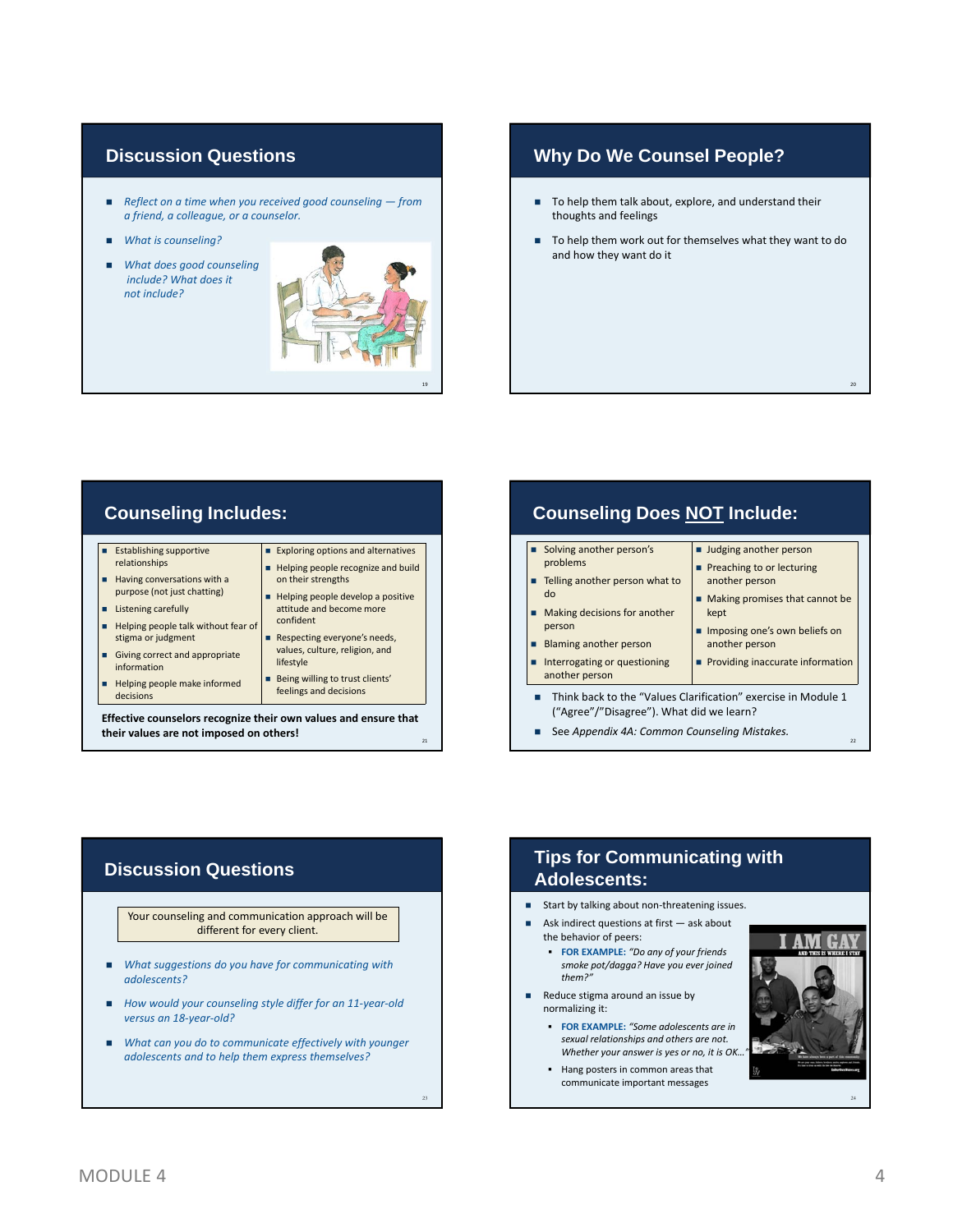## Discussion Questions

- *Reflect on a time when you received good counseling — from a friend, a colleague, or a counselor.*
- *What is counseling?*
- *What does good counseling include? What does it not include?*

## Why Do We Counsel People?

- To help them talk about, explore, and understand their thoughts and feelings
- To help them work out for themselves what they want to do and how they want do it

## Counseling Includes:

| | |
|---|---|
| Establishing supportive relationships | Exploring options and alternatives |
| Having conversations with a purpose (not just chatting) | Helping people recognize and build on their strengths |
| Listening carefully | Helping people develop a positive attitude and become more confident |
| Helping people talk without fear of stigma or judgment | Respecting everyone's needs, values, culture, religion, and lifestyle |
| Giving correct and appropriate information | Being willing to trust clients' feelings and decisions |
| Helping people make informed decisions | |

**Effective counselors recognize their own values and ensure that their values are not imposed on others!**

## Counseling Does NOT Include:

| | |
|---|---|
| Solving another person's problems | Judging another person |
| Telling another person what to do | Preaching to or lecturing another person |
| Making decisions for another person | Making promises that cannot be kept |
| Blaming another person | Imposing one's own beliefs on another person |
| Interrogating or questioning another person | Providing inaccurate information |

- Think back to the "Values Clarification" exercise in Module 1 ("Agree"/"Disagree"). What did we learn?
- See *Appendix 4A: Common Counseling Mistakes.*

## Discussion Questions

Your counseling and communication approach will be different for every client.

- *What suggestions do you have for communicating with adolescents?*
- *How would your counseling style differ for an 11-year-old versus an 18-year-old?*
- *What can you do to communicate effectively with younger adolescents and to help them express themselves?*

## Tips for Communicating with Adolescents:

- Start by talking about non-threatening issues.
- Ask indirect questions at first — ask about the behavior of peers:
  - **FOR EXAMPLE:** *"Do any of your friends smoke pot/dagga? Have you ever joined them?"*
- Reduce stigma around an issue by normalizing it:
  - **FOR EXAMPLE:** *"Some adolescents are in sexual relationships and others are not. Whether your answer is yes or no, it is OK..."*
  - Hang posters in common areas that communicate important messages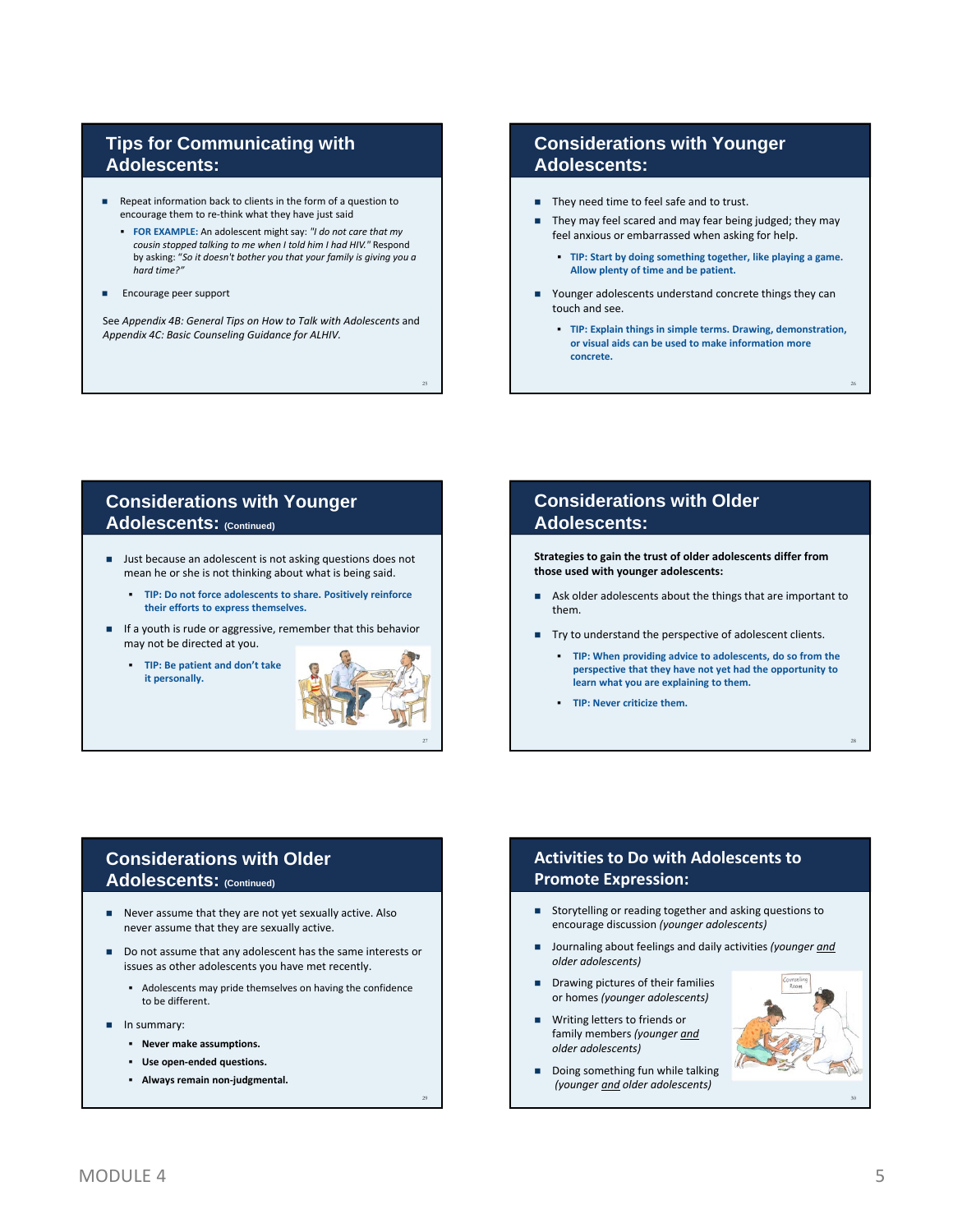## Tips for Communicating with Adolescents:

- Repeat information back to clients in the form of a question to encourage them to re-think what they have just said
  - **FOR EXAMPLE:** An adolescent might say: *"I do not care that my cousin stopped talking to me when I told him I had HIV."* Respond by asking: *"So it doesn't bother you that your family is giving you a hard time?"*
- Encourage peer support

See *Appendix 4B: General Tips on How to Talk with Adolescents* and *Appendix 4C: Basic Counseling Guidance for ALHIV.*

## Considerations with Younger Adolescents:

- They need time to feel safe and to trust.
- They may feel scared and may fear being judged; they may feel anxious or embarrassed when asking for help.
  - **TIP: Start by doing something together, like playing a game. Allow plenty of time and be patient.**
- Younger adolescents understand concrete things they can touch and see.
  - **TIP: Explain things in simple terms. Drawing, demonstration, or visual aids can be used to make information more concrete.**

## Considerations with Younger Adolescents: (Continued)

- Just because an adolescent is not asking questions does not mean he or she is not thinking about what is being said.
  - **TIP: Do not force adolescents to share. Positively reinforce their efforts to express themselves.**
- If a youth is rude or aggressive, remember that this behavior may not be directed at you.
  - **TIP: Be patient and don't take it personally.**

## Considerations with Older Adolescents:

**Strategies to gain the trust of older adolescents differ from those used with younger adolescents:**

- Ask older adolescents about the things that are important to them.
- Try to understand the perspective of adolescent clients.
  - **TIP: When providing advice to adolescents, do so from the perspective that they have not yet had the opportunity to learn what you are explaining to them.**
  - **TIP: Never criticize them.**

## Considerations with Older Adolescents: (Continued)

- Never assume that they are not yet sexually active. Also never assume that they are sexually active.
- Do not assume that any adolescent has the same interests or issues as other adolescents you have met recently.
  - Adolescents may pride themselves on having the confidence to be different.
- In summary:
  - **Never make assumptions.**
  - **Use open-ended questions.**
  - **Always remain non-judgmental.**

## Activities to Do with Adolescents to Promote Expression:

- Storytelling or reading together and asking questions to encourage discussion *(younger adolescents)*
- Journaling about feelings and daily activities *(younger and older adolescents)*
- Drawing pictures of their families or homes *(younger adolescents)*
- Writing letters to friends or family members *(younger and older adolescents)*
- Doing something fun while talking *(younger and older adolescents)*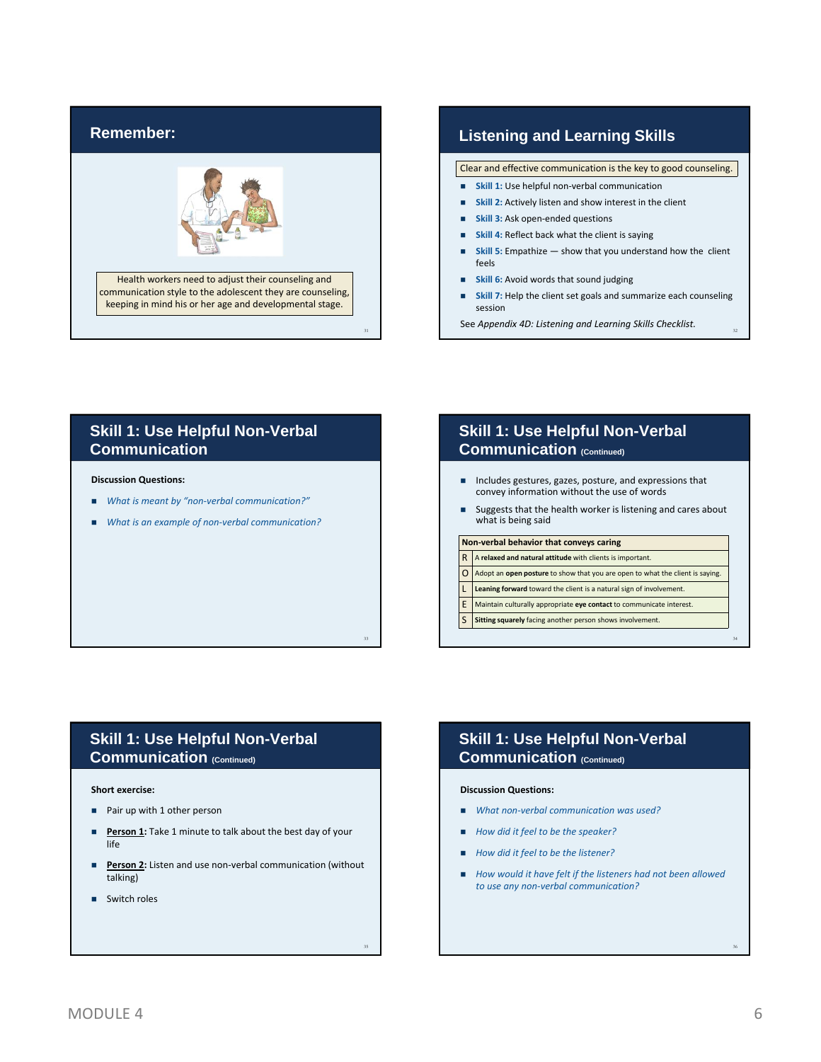## Remember:

Health workers need to adjust their counseling and communication style to the adolescent they are counseling, keeping in mind his or her age and developmental stage.

## Listening and Learning Skills

Clear and effective communication is the key to good counseling.

- **Skill 1:** Use helpful non-verbal communication
- **Skill 2:** Actively listen and show interest in the client
- **Skill 3:** Ask open-ended questions
- **Skill 4:** Reflect back what the client is saying
- **Skill 5:** Empathize — show that you understand how the client feels
- **Skill 6:** Avoid words that sound judging
- **Skill 7:** Help the client set goals and summarize each counseling session

See *Appendix 4D: Listening and Learning Skills Checklist.*

## Skill 1: Use Helpful Non-Verbal Communication

**Discussion Questions:**

- *What is meant by "non-verbal communication?"*
- *What is an example of non-verbal communication?*

## Skill 1: Use Helpful Non-Verbal Communication (Continued)

- Includes gestures, gazes, posture, and expressions that convey information without the use of words
- Suggests that the health worker is listening and cares about what is being said

| Non-verbal behavior that conveys caring | |
|---|---|
| R | A **relaxed and natural attitude** with clients is important. |
| O | Adopt an **open posture** to show that you are open to what the client is saying. |
| L | **Leaning forward** toward the client is a natural sign of involvement. |
| E | Maintain culturally appropriate **eye contact** to communicate interest. |
| S | **Sitting squarely** facing another person shows involvement. |

## Skill 1: Use Helpful Non-Verbal Communication (Continued)

**Short exercise:**

- Pair up with 1 other person
- **Person 1:** Take 1 minute to talk about the best day of your life
- **Person 2:** Listen and use non-verbal communication (without talking)
- Switch roles

## Skill 1: Use Helpful Non-Verbal Communication (Continued)

**Discussion Questions:**

- *What non-verbal communication was used?*
- *How did it feel to be the speaker?*
- *How did it feel to be the listener?*
- *How would it have felt if the listeners had not been allowed to use any non-verbal communication?*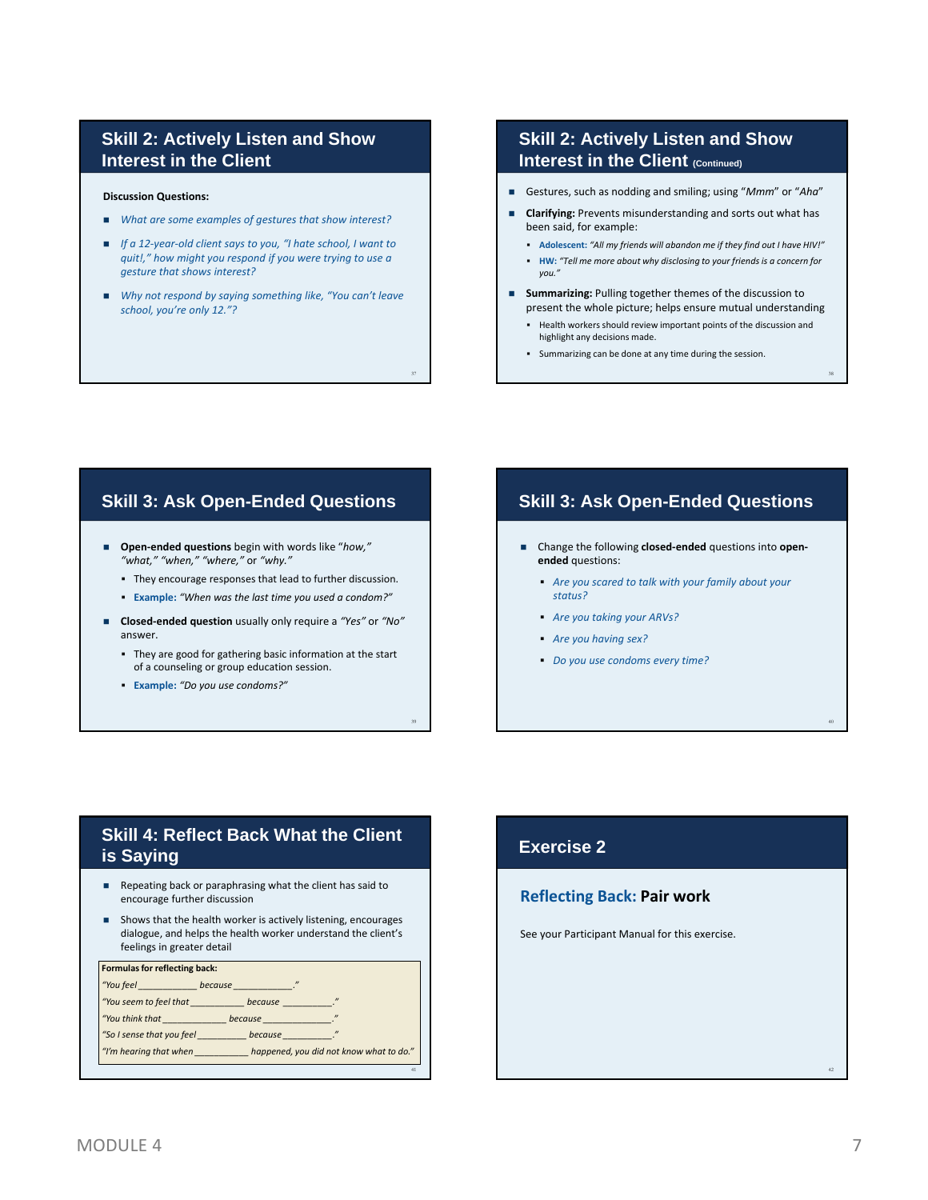## Skill 2: Actively Listen and Show Interest in the Client

**Discussion Questions:**

- *What are some examples of gestures that show interest?*
- *If a 12-year-old client says to you, "I hate school, I want to quit!," how might you respond if you were trying to use a gesture that shows interest?*
- *Why not respond by saying something like, "You can't leave school, you're only 12."?*

## Skill 2: Actively Listen and Show Interest in the Client (Continued)

- Gestures, such as nodding and smiling; using "*Mmm*" or "*Aha*"
- **Clarifying:** Prevents misunderstanding and sorts out what has been said, for example:
  - **Adolescent:** *"All my friends will abandon me if they find out I have HIV!"*
  - **HW:** *"Tell me more about why disclosing to your friends is a concern for you."*
- **Summarizing:** Pulling together themes of the discussion to present the whole picture; helps ensure mutual understanding
  - Health workers should review important points of the discussion and highlight any decisions made.
  - Summarizing can be done at any time during the session.

## Skill 3: Ask Open-Ended Questions

- **Open-ended questions** begin with words like *"how," "what," "when," "where,"* or *"why."*
  - They encourage responses that lead to further discussion.
  - **Example:** *"When was the last time you used a condom?"*
- **Closed-ended question** usually only require a *"Yes"* or *"No"* answer.
  - They are good for gathering basic information at the start of a counseling or group education session.
  - **Example:** *"Do you use condoms?"*

## Skill 3: Ask Open-Ended Questions

- Change the following **closed-ended** questions into **open-ended** questions:
  - *Are you scared to talk with your family about your status?*
  - *Are you taking your ARVs?*
  - *Are you having sex?*
  - *Do you use condoms every time?*

## Skill 4: Reflect Back What the Client is Saying

- Repeating back or paraphrasing what the client has said to encourage further discussion
- Shows that the health worker is actively listening, encourages dialogue, and helps the health worker understand the client's feelings in greater detail

**Formulas for reflecting back:**

*"You feel ____________ because ____________."*

*"You seem to feel that ___________ because __________."*

*"You think that ______________ because _______________."*

*"So I sense that you feel __________ because __________."*

*"I'm hearing that when ___________ happened, you did not know what to do."*

## Exercise 2

### Reflecting Back: Pair work

See your Participant Manual for this exercise.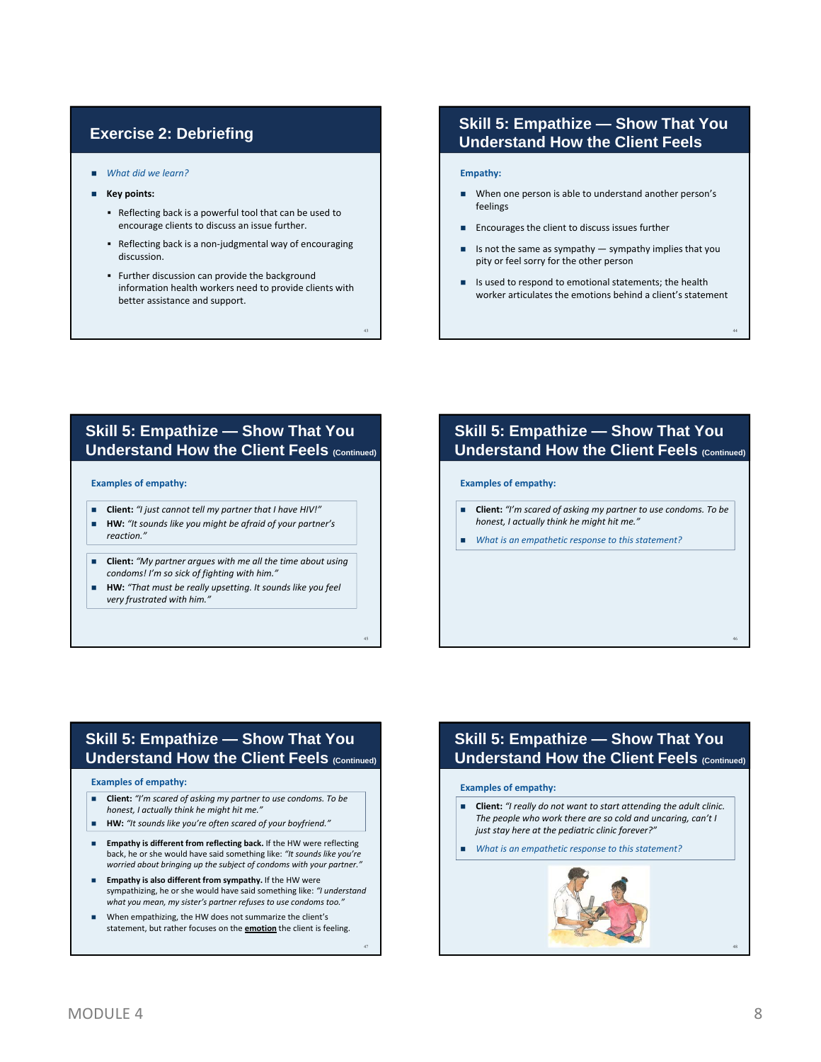## Exercise 2: Debriefing

- *What did we learn?*
- **Key points:**
  - Reflecting back is a powerful tool that can be used to encourage clients to discuss an issue further.
  - Reflecting back is a non-judgmental way of encouraging discussion.
  - Further discussion can provide the background information health workers need to provide clients with better assistance and support.

## Skill 5: Empathize — Show That You Understand How the Client Feels

**Empathy:**

- When one person is able to understand another person's feelings
- Encourages the client to discuss issues further
- Is not the same as sympathy — sympathy implies that you pity or feel sorry for the other person
- Is used to respond to emotional statements; the health worker articulates the emotions behind a client's statement

## Skill 5: Empathize — Show That You Understand How the Client Feels (Continued)

**Examples of empathy:**

- **Client:** *"I just cannot tell my partner that I have HIV!"*
- **HW:** *"It sounds like you might be afraid of your partner's reaction."*

- **Client:** *"My partner argues with me all the time about using condoms! I'm so sick of fighting with him."*
- **HW:** *"That must be really upsetting. It sounds like you feel very frustrated with him."*

## Skill 5: Empathize — Show That You Understand How the Client Feels (Continued)

**Examples of empathy:**

- **Client:** *"I'm scared of asking my partner to use condoms. To be honest, I actually think he might hit me."*
- *What is an empathetic response to this statement?*

## Skill 5: Empathize — Show That You Understand How the Client Feels (Continued)

**Examples of empathy:**

- **Client:** *"I'm scared of asking my partner to use condoms. To be honest, I actually think he might hit me."*
- **HW:** *"It sounds like you're often scared of your boyfriend."*

- **Empathy is different from reflecting back.** If the HW were reflecting back, he or she would have said something like: *"It sounds like you're worried about bringing up the subject of condoms with your partner."*
- **Empathy is also different from sympathy.** If the HW were sympathizing, he or she would have said something like: *"I understand what you mean, my sister's partner refuses to use condoms too."*
- When empathizing, the HW does not summarize the client's statement, but rather focuses on the **emotion** the client is feeling.

## Skill 5: Empathize — Show That You Understand How the Client Feels (Continued)

**Examples of empathy:**

- **Client:** *"I really do not want to start attending the adult clinic. The people who work there are so cold and uncaring, can't I just stay here at the pediatric clinic forever?"*
- *What is an empathetic response to this statement?*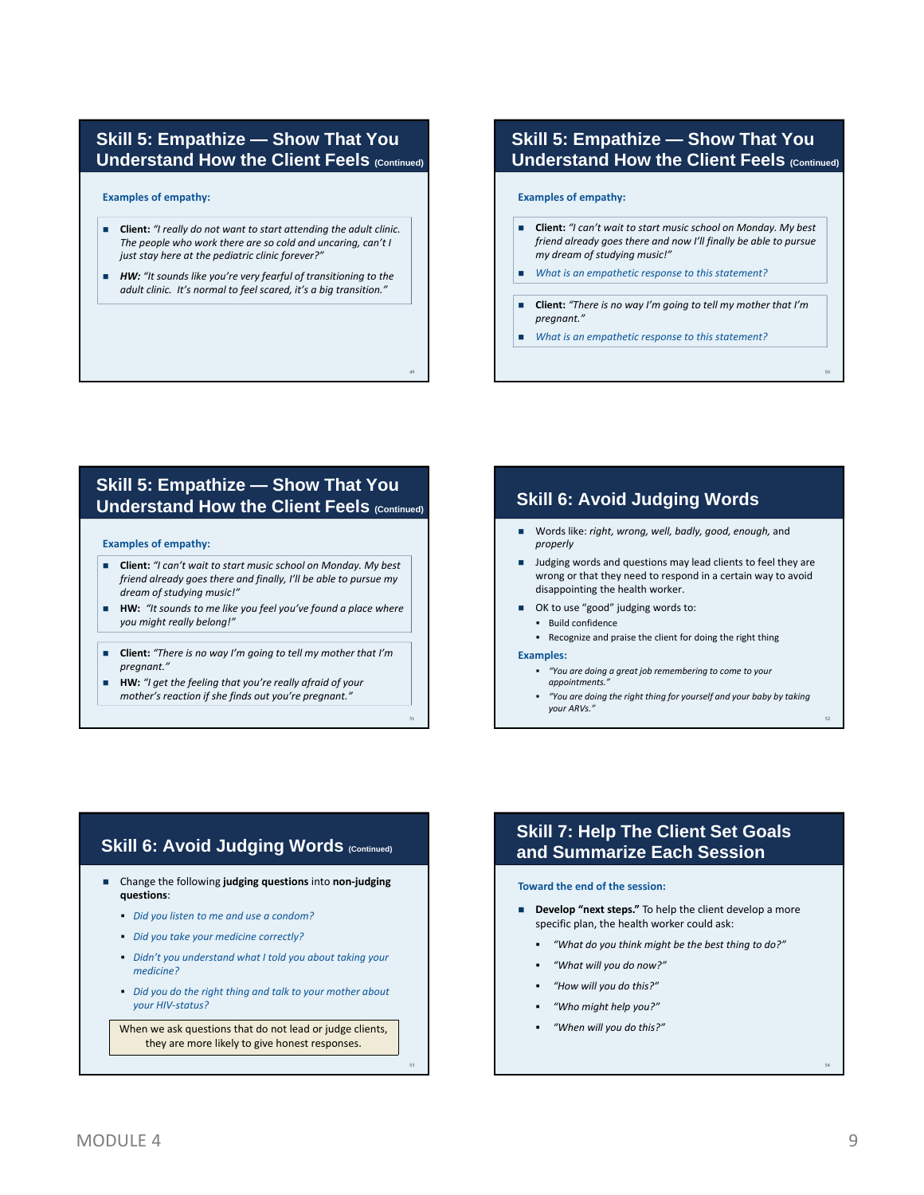## Skill 5: Empathize — Show That You Understand How the Client Feels (Continued)

**Examples of empathy:**

- **Client:** *"I really do not want to start attending the adult clinic. The people who work there are so cold and uncaring, can't I just stay here at the pediatric clinic forever?"*
- ***HW:*** *"It sounds like you're very fearful of transitioning to the adult clinic. It's normal to feel scared, it's a big transition."*

## Skill 5: Empathize — Show That You Understand How the Client Feels (Continued)

**Examples of empathy:**

- **Client:** *"I can't wait to start music school on Monday. My best friend already goes there and now I'll finally be able to pursue my dream of studying music!"*
- *What is an empathetic response to this statement?*

- **Client:** *"There is no way I'm going to tell my mother that I'm pregnant."*
- *What is an empathetic response to this statement?*

## Skill 5: Empathize — Show That You Understand How the Client Feels (Continued)

**Examples of empathy:**

- **Client:** *"I can't wait to start music school on Monday. My best friend already goes there and finally, I'll be able to pursue my dream of studying music!"*
- **HW:** *"It sounds to me like you feel you've found a place where you might really belong!"*

- **Client:** *"There is no way I'm going to tell my mother that I'm pregnant."*
- **HW:** *"I get the feeling that you're really afraid of your mother's reaction if she finds out you're pregnant."*

## Skill 6: Avoid Judging Words

- Words like: *right, wrong, well, badly, good, enough,* and *properly*
- Judging words and questions may lead clients to feel they are wrong or that they need to respond in a certain way to avoid disappointing the health worker.
- OK to use "good" judging words to:
  - Build confidence
  - Recognize and praise the client for doing the right thing

**Examples:**

- *"You are doing a great job remembering to come to your appointments."*
- *"You are doing the right thing for yourself and your baby by taking your ARVs."*

## Skill 6: Avoid Judging Words (Continued)

- Change the following **judging questions** into **non-judging questions**:
  - *Did you listen to me and use a condom?*
  - *Did you take your medicine correctly?*
  - *Didn't you understand what I told you about taking your medicine?*
  - *Did you do the right thing and talk to your mother about your HIV-status?*

When we ask questions that do not lead or judge clients, they are more likely to give honest responses.

## Skill 7: Help The Client Set Goals and Summarize Each Session

**Toward the end of the session:**

- **Develop "next steps."** To help the client develop a more specific plan, the health worker could ask:
  - *"What do you think might be the best thing to do?"*
  - *"What will you do now?"*
  - *"How will you do this?"*
  - *"Who might help you?"*
  - *"When will you do this?"*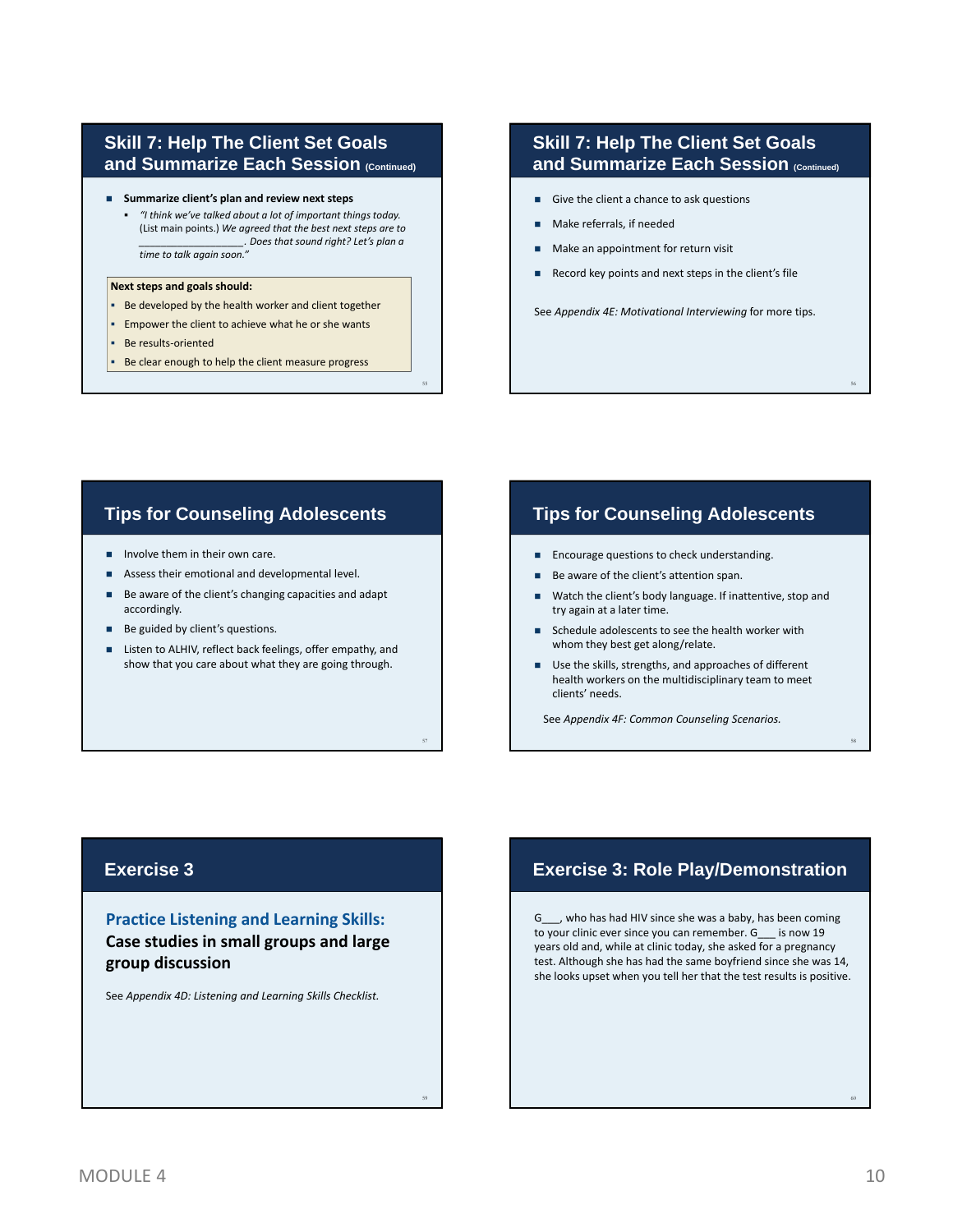## Skill 7: Help The Client Set Goals and Summarize Each Session (Continued)

- **Summarize client's plan and review next steps**
  - *"I think we've talked about a lot of important things today.* (List main points.) *We agreed that the best next steps are to \_\_\_\_\_\_\_\_\_\_\_\_\_\_\_\_\_\_. Does that sound right? Let's plan a time to talk again soon."*

**Next steps and goals should:**

- Be developed by the health worker and client together
- Empower the client to achieve what he or she wants
- Be results-oriented
- Be clear enough to help the client measure progress

## Skill 7: Help The Client Set Goals and Summarize Each Session (Continued)

- Give the client a chance to ask questions
- Make referrals, if needed
- Make an appointment for return visit
- Record key points and next steps in the client's file

See *Appendix 4E: Motivational Interviewing* for more tips.

## Tips for Counseling Adolescents

- Involve them in their own care.
- Assess their emotional and developmental level.
- Be aware of the client's changing capacities and adapt accordingly.
- Be guided by client's questions.
- Listen to ALHIV, reflect back feelings, offer empathy, and show that you care about what they are going through.

## Tips for Counseling Adolescents

- Encourage questions to check understanding.
- Be aware of the client's attention span.
- Watch the client's body language. If inattentive, stop and try again at a later time.
- Schedule adolescents to see the health worker with whom they best get along/relate.
- Use the skills, strengths, and approaches of different health workers on the multidisciplinary team to meet clients' needs.

See *Appendix 4F: Common Counseling Scenarios.*

## Exercise 3

**Practice Listening and Learning Skills:**
**Case studies in small groups and large group discussion**

See *Appendix 4D: Listening and Learning Skills Checklist.*

## Exercise 3: Role Play/Demonstration

G\_\_\_, who has had HIV since she was a baby, has been coming to your clinic ever since you can remember. G\_\_\_ is now 19 years old and, while at clinic today, she asked for a pregnancy test. Although she has had the same boyfriend since she was 14, she looks upset when you tell her that the test results is positive.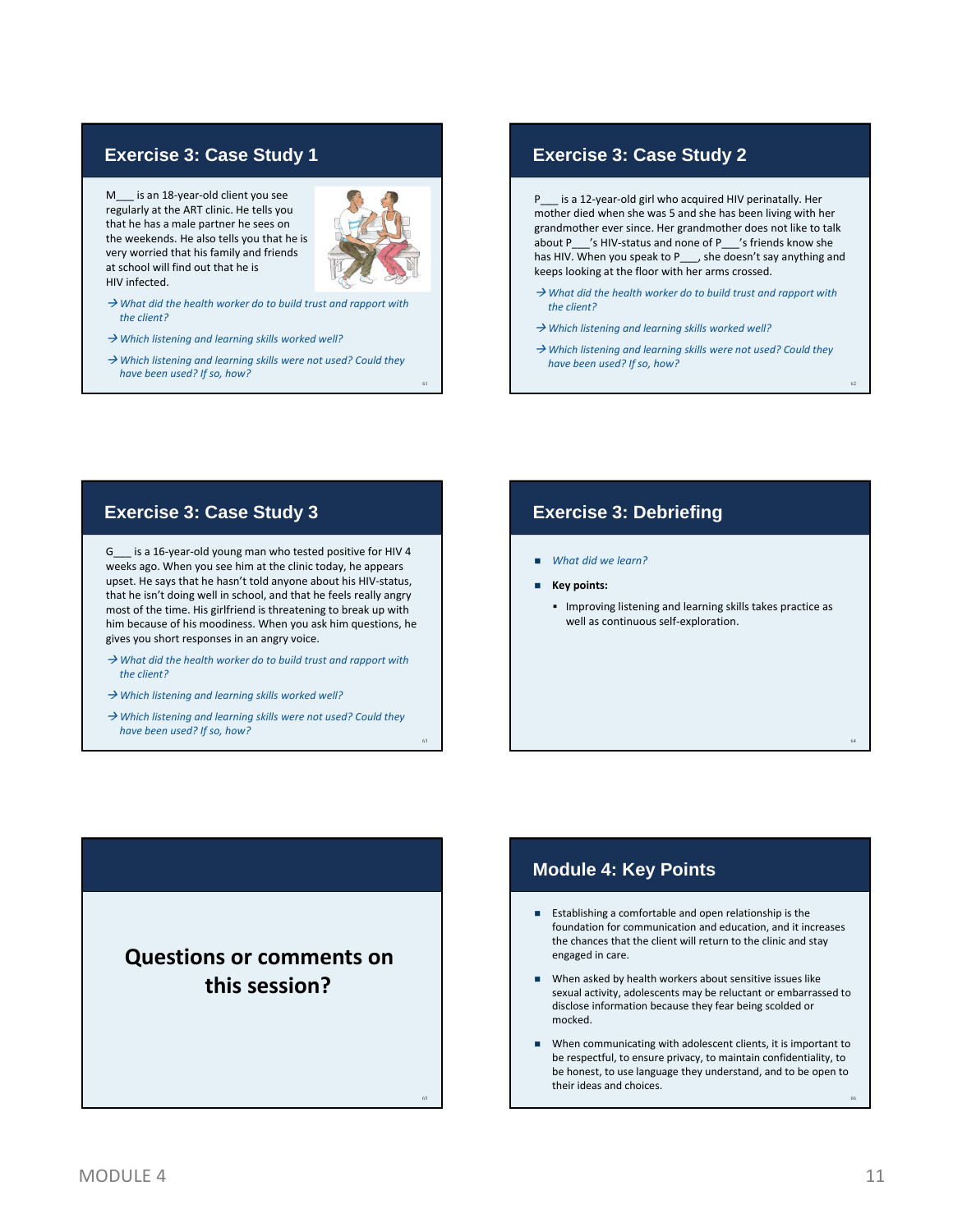## Exercise 3: Case Study 1

M___ is an 18-year-old client you see regularly at the ART clinic. He tells you that he has a male partner he sees on the weekends. He also tells you that he is very worried that his family and friends at school will find out that he is HIV infected.

→ *What did the health worker do to build trust and rapport with the client?*

→ *Which listening and learning skills worked well?*

→ *Which listening and learning skills were not used? Could they have been used? If so, how?*

## Exercise 3: Case Study 2

P___ is a 12-year-old girl who acquired HIV perinatally. Her mother died when she was 5 and she has been living with her grandmother ever since. Her grandmother does not like to talk about P___'s HIV-status and none of P___'s friends know she has HIV. When you speak to P___, she doesn't say anything and keeps looking at the floor with her arms crossed.

→ *What did the health worker do to build trust and rapport with the client?*

→ *Which listening and learning skills worked well?*

→ *Which listening and learning skills were not used? Could they have been used? If so, how?*

## Exercise 3: Case Study 3

G___ is a 16-year-old young man who tested positive for HIV 4 weeks ago. When you see him at the clinic today, he appears upset. He says that he hasn't told anyone about his HIV-status, that he isn't doing well in school, and that he feels really angry most of the time. His girlfriend is threatening to break up with him because of his moodiness. When you ask him questions, he gives you short responses in an angry voice.

→ *What did the health worker do to build trust and rapport with the client?*

→ *Which listening and learning skills worked well?*

→ *Which listening and learning skills were not used? Could they have been used? If so, how?*

## Exercise 3: Debriefing

- *What did we learn?*
- **Key points:**
  - Improving listening and learning skills takes practice as well as continuous self-exploration.

## Questions or comments on this session?

## Module 4: Key Points

- Establishing a comfortable and open relationship is the foundation for communication and education, and it increases the chances that the client will return to the clinic and stay engaged in care.
- When asked by health workers about sensitive issues like sexual activity, adolescents may be reluctant or embarrassed to disclose information because they fear being scolded or mocked.
- When communicating with adolescent clients, it is important to be respectful, to ensure privacy, to maintain confidentiality, to be honest, to use language they understand, and to be open to their ideas and choices.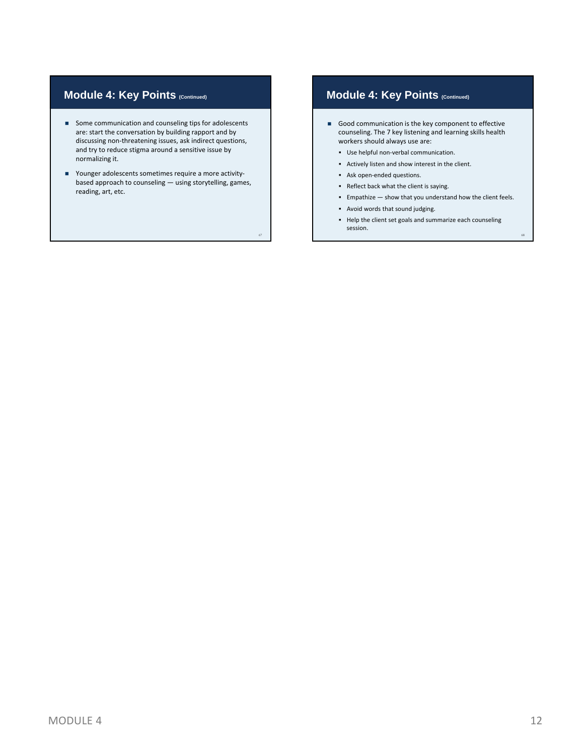## Module 4: Key Points (Continued)

- Some communication and counseling tips for adolescents are: start the conversation by building rapport and by discussing non-threatening issues, ask indirect questions, and try to reduce stigma around a sensitive issue by normalizing it.
- Younger adolescents sometimes require a more activity-based approach to counseling — using storytelling, games, reading, art, etc.

## Module 4: Key Points (Continued)

- Good communication is the key component to effective counseling. The 7 key listening and learning skills health workers should always use are:
  - Use helpful non-verbal communication.
  - Actively listen and show interest in the client.
  - Ask open-ended questions.
  - Reflect back what the client is saying.
  - Empathize — show that you understand how the client feels.
  - Avoid words that sound judging.
  - Help the client set goals and summarize each counseling session.